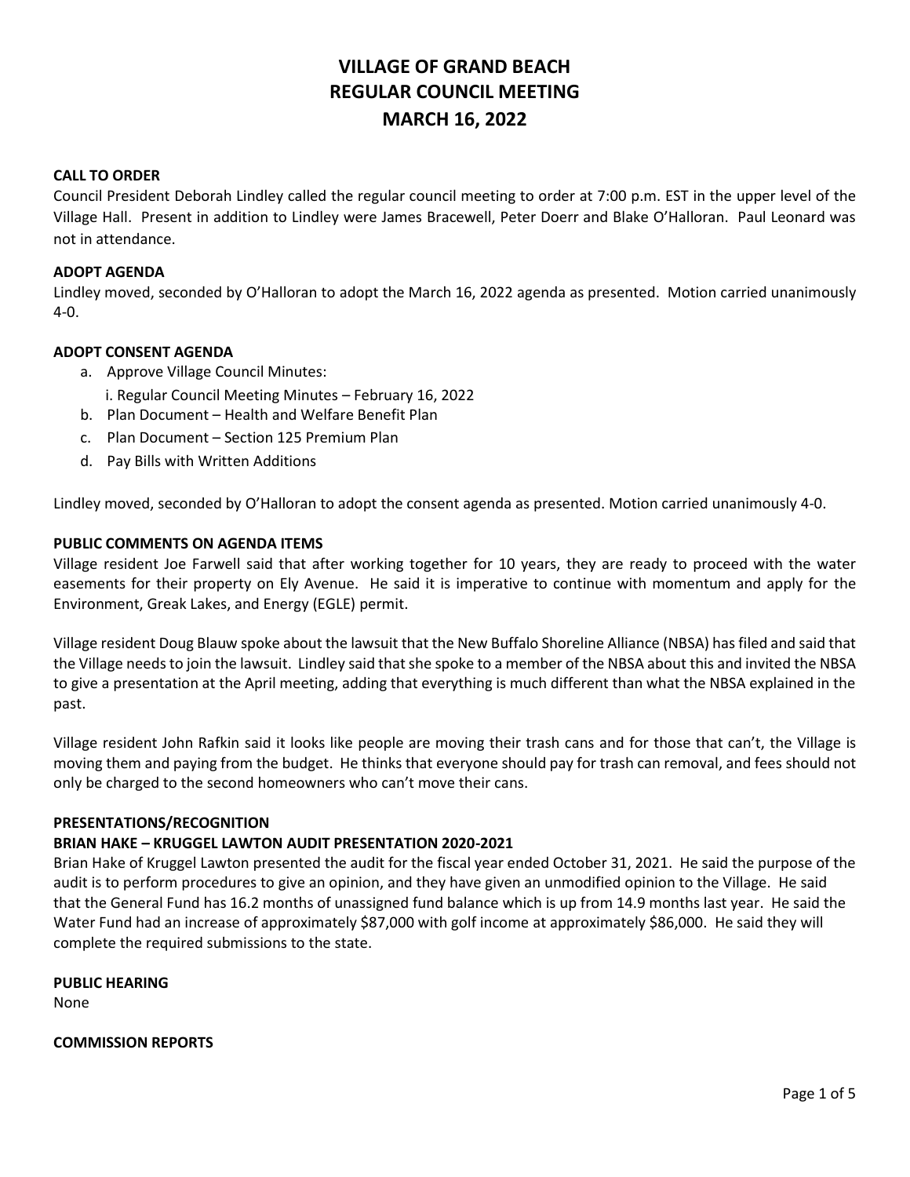# VILLAGE OF GRAND BEACH
# REGULAR COUNCIL MEETING
# MARCH 16, 2022

**CALL TO ORDER**

Council President Deborah Lindley called the regular council meeting to order at 7:00 p.m. EST in the upper level of the Village Hall. Present in addition to Lindley were James Bracewell, Peter Doerr and Blake O'Halloran. Paul Leonard was not in attendance.

**ADOPT AGENDA**

Lindley moved, seconded by O'Halloran to adopt the March 16, 2022 agenda as presented. Motion carried unanimously 4-0.

**ADOPT CONSENT AGENDA**

a. Approve Village Council Minutes:
   i. Regular Council Meeting Minutes – February 16, 2022
b. Plan Document – Health and Welfare Benefit Plan
c. Plan Document – Section 125 Premium Plan
d. Pay Bills with Written Additions

Lindley moved, seconded by O'Halloran to adopt the consent agenda as presented. Motion carried unanimously 4-0.

**PUBLIC COMMENTS ON AGENDA ITEMS**

Village resident Joe Farwell said that after working together for 10 years, they are ready to proceed with the water easements for their property on Ely Avenue. He said it is imperative to continue with momentum and apply for the Environment, Greak Lakes, and Energy (EGLE) permit.

Village resident Doug Blauw spoke about the lawsuit that the New Buffalo Shoreline Alliance (NBSA) has filed and said that the Village needs to join the lawsuit. Lindley said that she spoke to a member of the NBSA about this and invited the NBSA to give a presentation at the April meeting, adding that everything is much different than what the NBSA explained in the past.

Village resident John Rafkin said it looks like people are moving their trash cans and for those that can't, the Village is moving them and paying from the budget. He thinks that everyone should pay for trash can removal, and fees should not only be charged to the second homeowners who can't move their cans.

**PRESENTATIONS/RECOGNITION**

**BRIAN HAKE – KRUGGEL LAWTON AUDIT PRESENTATION 2020-2021**

Brian Hake of Kruggel Lawton presented the audit for the fiscal year ended October 31, 2021. He said the purpose of the audit is to perform procedures to give an opinion, and they have given an unmodified opinion to the Village. He said that the General Fund has 16.2 months of unassigned fund balance which is up from 14.9 months last year. He said the Water Fund had an increase of approximately $87,000 with golf income at approximately $86,000. He said they will complete the required submissions to the state.

**PUBLIC HEARING**

None

**COMMISSION REPORTS**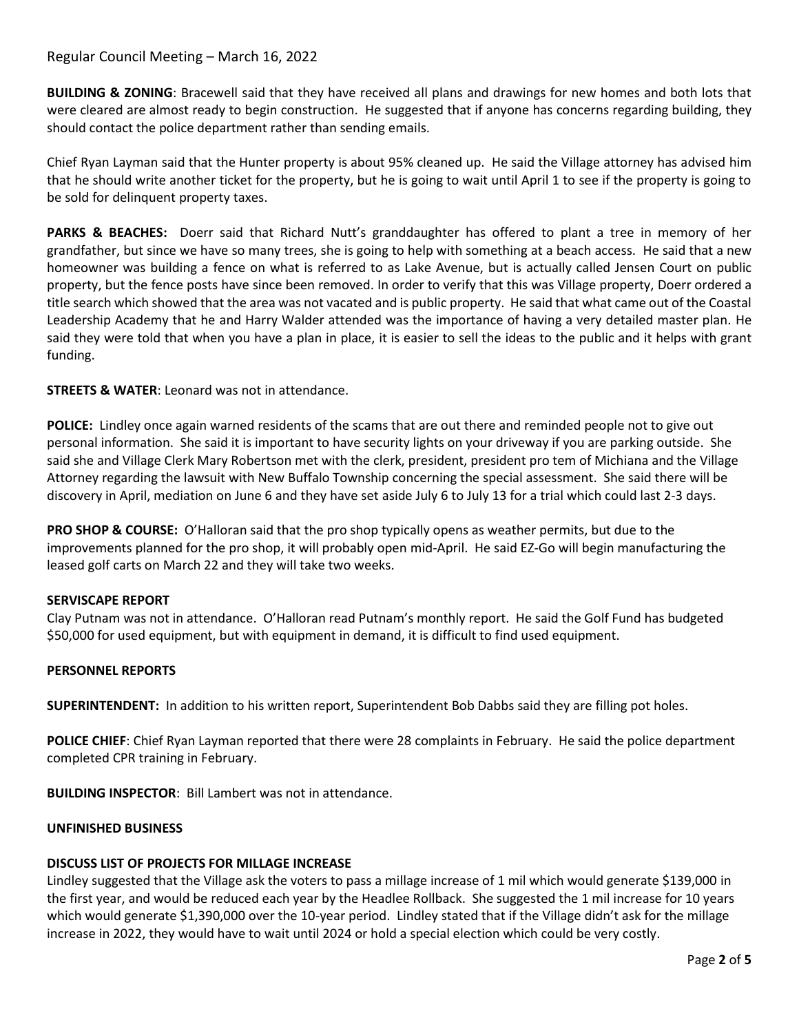Regular Council Meeting – March 16, 2022

**BUILDING & ZONING**: Bracewell said that they have received all plans and drawings for new homes and both lots that were cleared are almost ready to begin construction. He suggested that if anyone has concerns regarding building, they should contact the police department rather than sending emails.

Chief Ryan Layman said that the Hunter property is about 95% cleaned up. He said the Village attorney has advised him that he should write another ticket for the property, but he is going to wait until April 1 to see if the property is going to be sold for delinquent property taxes.

**PARKS & BEACHES:** Doerr said that Richard Nutt's granddaughter has offered to plant a tree in memory of her grandfather, but since we have so many trees, she is going to help with something at a beach access. He said that a new homeowner was building a fence on what is referred to as Lake Avenue, but is actually called Jensen Court on public property, but the fence posts have since been removed. In order to verify that this was Village property, Doerr ordered a title search which showed that the area was not vacated and is public property. He said that what came out of the Coastal Leadership Academy that he and Harry Walder attended was the importance of having a very detailed master plan. He said they were told that when you have a plan in place, it is easier to sell the ideas to the public and it helps with grant funding.

**STREETS & WATER**: Leonard was not in attendance.

**POLICE:** Lindley once again warned residents of the scams that are out there and reminded people not to give out personal information. She said it is important to have security lights on your driveway if you are parking outside. She said she and Village Clerk Mary Robertson met with the clerk, president, president pro tem of Michiana and the Village Attorney regarding the lawsuit with New Buffalo Township concerning the special assessment. She said there will be discovery in April, mediation on June 6 and they have set aside July 6 to July 13 for a trial which could last 2-3 days.

**PRO SHOP & COURSE:** O'Halloran said that the pro shop typically opens as weather permits, but due to the improvements planned for the pro shop, it will probably open mid-April. He said EZ-Go will begin manufacturing the leased golf carts on March 22 and they will take two weeks.

**SERVISCAPE REPORT**

Clay Putnam was not in attendance. O'Halloran read Putnam's monthly report. He said the Golf Fund has budgeted $50,000 for used equipment, but with equipment in demand, it is difficult to find used equipment.

**PERSONNEL REPORTS**

**SUPERINTENDENT:** In addition to his written report, Superintendent Bob Dabbs said they are filling pot holes.

**POLICE CHIEF**: Chief Ryan Layman reported that there were 28 complaints in February. He said the police department completed CPR training in February.

**BUILDING INSPECTOR**: Bill Lambert was not in attendance.

**UNFINISHED BUSINESS**

**DISCUSS LIST OF PROJECTS FOR MILLAGE INCREASE**

Lindley suggested that the Village ask the voters to pass a millage increase of 1 mil which would generate $139,000 in the first year, and would be reduced each year by the Headlee Rollback. She suggested the 1 mil increase for 10 years which would generate $1,390,000 over the 10-year period. Lindley stated that if the Village didn't ask for the millage increase in 2022, they would have to wait until 2024 or hold a special election which could be very costly.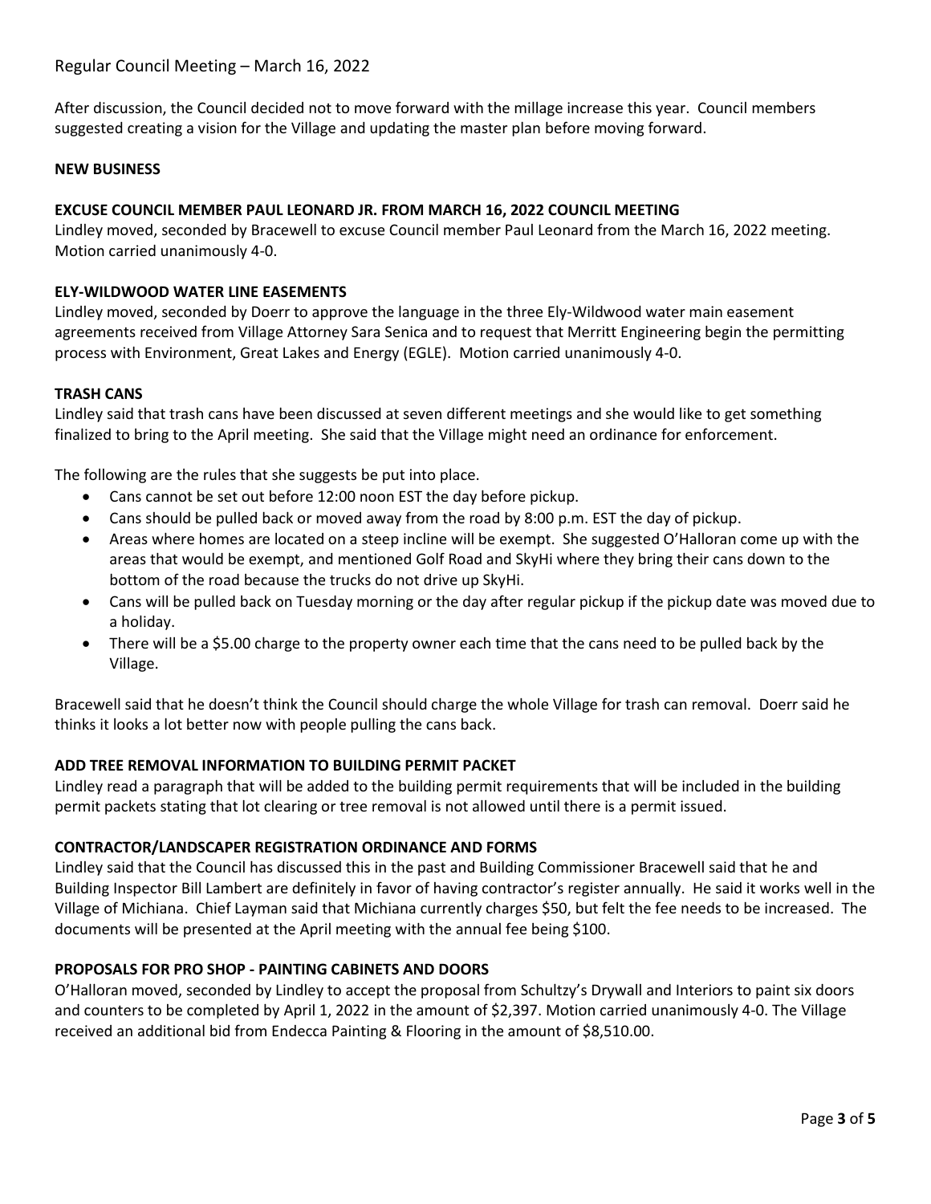After discussion, the Council decided not to move forward with the millage increase this year. Council members suggested creating a vision for the Village and updating the master plan before moving forward.

**NEW BUSINESS**

**EXCUSE COUNCIL MEMBER PAUL LEONARD JR. FROM MARCH 16, 2022 COUNCIL MEETING**

Lindley moved, seconded by Bracewell to excuse Council member Paul Leonard from the March 16, 2022 meeting. Motion carried unanimously 4-0.

**ELY-WILDWOOD WATER LINE EASEMENTS**

Lindley moved, seconded by Doerr to approve the language in the three Ely-Wildwood water main easement agreements received from Village Attorney Sara Senica and to request that Merritt Engineering begin the permitting process with Environment, Great Lakes and Energy (EGLE). Motion carried unanimously 4-0.

**TRASH CANS**

Lindley said that trash cans have been discussed at seven different meetings and she would like to get something finalized to bring to the April meeting. She said that the Village might need an ordinance for enforcement.

The following are the rules that she suggests be put into place.

- Cans cannot be set out before 12:00 noon EST the day before pickup.
- Cans should be pulled back or moved away from the road by 8:00 p.m. EST the day of pickup.
- Areas where homes are located on a steep incline will be exempt. She suggested O'Halloran come up with the areas that would be exempt, and mentioned Golf Road and SkyHi where they bring their cans down to the bottom of the road because the trucks do not drive up SkyHi.
- Cans will be pulled back on Tuesday morning or the day after regular pickup if the pickup date was moved due to a holiday.
- There will be a $5.00 charge to the property owner each time that the cans need to be pulled back by the Village.

Bracewell said that he doesn't think the Council should charge the whole Village for trash can removal. Doerr said he thinks it looks a lot better now with people pulling the cans back.

**ADD TREE REMOVAL INFORMATION TO BUILDING PERMIT PACKET**

Lindley read a paragraph that will be added to the building permit requirements that will be included in the building permit packets stating that lot clearing or tree removal is not allowed until there is a permit issued.

**CONTRACTOR/LANDSCAPER REGISTRATION ORDINANCE AND FORMS**

Lindley said that the Council has discussed this in the past and Building Commissioner Bracewell said that he and Building Inspector Bill Lambert are definitely in favor of having contractor's register annually. He said it works well in the Village of Michiana. Chief Layman said that Michiana currently charges $50, but felt the fee needs to be increased. The documents will be presented at the April meeting with the annual fee being $100.

**PROPOSALS FOR PRO SHOP - PAINTING CABINETS AND DOORS**

O'Halloran moved, seconded by Lindley to accept the proposal from Schultzy's Drywall and Interiors to paint six doors and counters to be completed by April 1, 2022 in the amount of $2,397. Motion carried unanimously 4-0. The Village received an additional bid from Endecca Painting & Flooring in the amount of $8,510.00.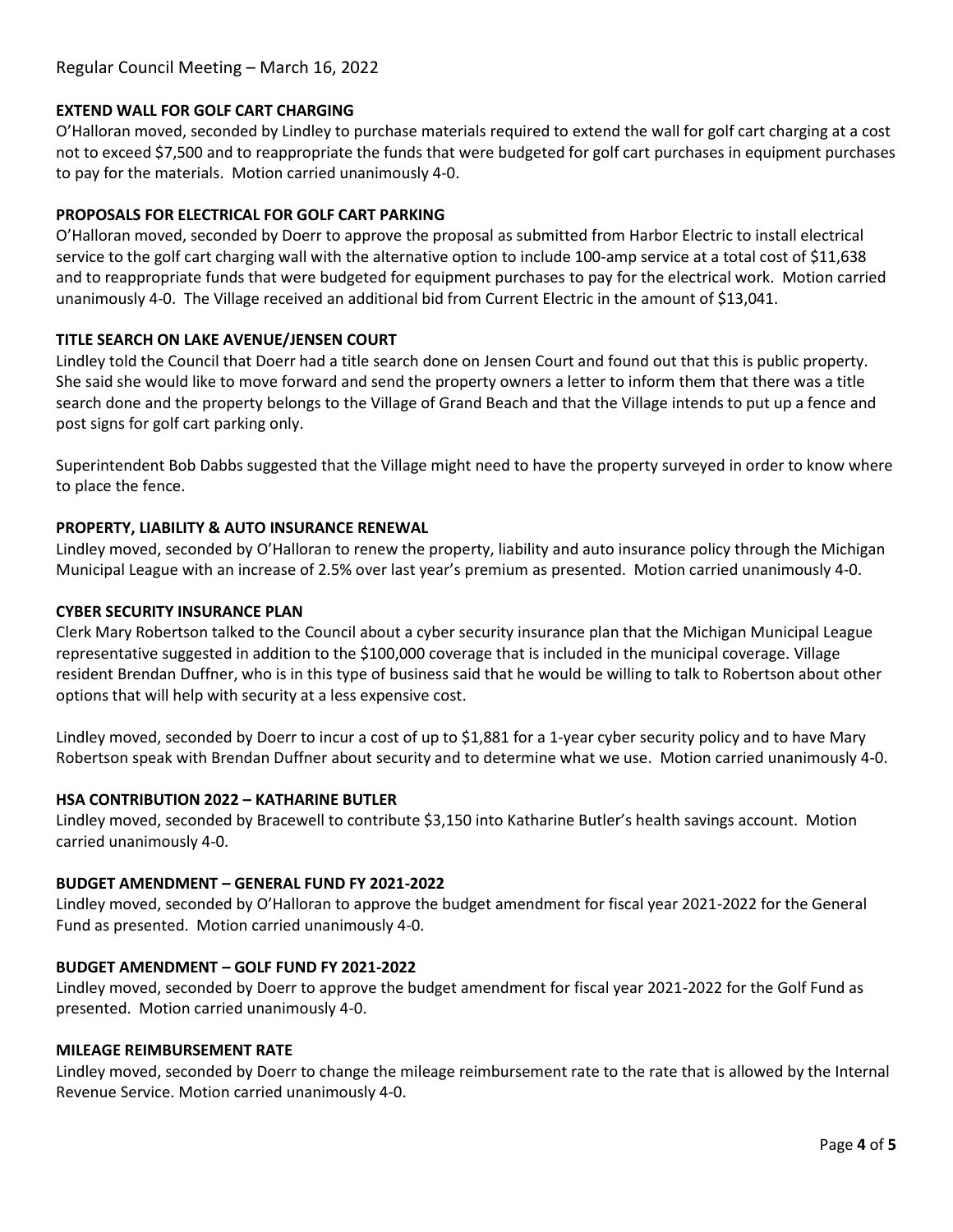Regular Council Meeting – March 16, 2022

**EXTEND WALL FOR GOLF CART CHARGING**

O'Halloran moved, seconded by Lindley to purchase materials required to extend the wall for golf cart charging at a cost not to exceed $7,500 and to reappropriate the funds that were budgeted for golf cart purchases in equipment purchases to pay for the materials. Motion carried unanimously 4-0.

**PROPOSALS FOR ELECTRICAL FOR GOLF CART PARKING**

O'Halloran moved, seconded by Doerr to approve the proposal as submitted from Harbor Electric to install electrical service to the golf cart charging wall with the alternative option to include 100-amp service at a total cost of $11,638 and to reappropriate funds that were budgeted for equipment purchases to pay for the electrical work. Motion carried unanimously 4-0. The Village received an additional bid from Current Electric in the amount of $13,041.

**TITLE SEARCH ON LAKE AVENUE/JENSEN COURT**

Lindley told the Council that Doerr had a title search done on Jensen Court and found out that this is public property. She said she would like to move forward and send the property owners a letter to inform them that there was a title search done and the property belongs to the Village of Grand Beach and that the Village intends to put up a fence and post signs for golf cart parking only.

Superintendent Bob Dabbs suggested that the Village might need to have the property surveyed in order to know where to place the fence.

**PROPERTY, LIABILITY & AUTO INSURANCE RENEWAL**

Lindley moved, seconded by O'Halloran to renew the property, liability and auto insurance policy through the Michigan Municipal League with an increase of 2.5% over last year's premium as presented. Motion carried unanimously 4-0.

**CYBER SECURITY INSURANCE PLAN**

Clerk Mary Robertson talked to the Council about a cyber security insurance plan that the Michigan Municipal League representative suggested in addition to the $100,000 coverage that is included in the municipal coverage. Village resident Brendan Duffner, who is in this type of business said that he would be willing to talk to Robertson about other options that will help with security at a less expensive cost.

Lindley moved, seconded by Doerr to incur a cost of up to $1,881 for a 1-year cyber security policy and to have Mary Robertson speak with Brendan Duffner about security and to determine what we use. Motion carried unanimously 4-0.

**HSA CONTRIBUTION 2022 – KATHARINE BUTLER**

Lindley moved, seconded by Bracewell to contribute $3,150 into Katharine Butler's health savings account. Motion carried unanimously 4-0.

**BUDGET AMENDMENT – GENERAL FUND FY 2021-2022**

Lindley moved, seconded by O'Halloran to approve the budget amendment for fiscal year 2021-2022 for the General Fund as presented. Motion carried unanimously 4-0.

**BUDGET AMENDMENT – GOLF FUND FY 2021-2022**

Lindley moved, seconded by Doerr to approve the budget amendment for fiscal year 2021-2022 for the Golf Fund as presented. Motion carried unanimously 4-0.

**MILEAGE REIMBURSEMENT RATE**

Lindley moved, seconded by Doerr to change the mileage reimbursement rate to the rate that is allowed by the Internal Revenue Service. Motion carried unanimously 4-0.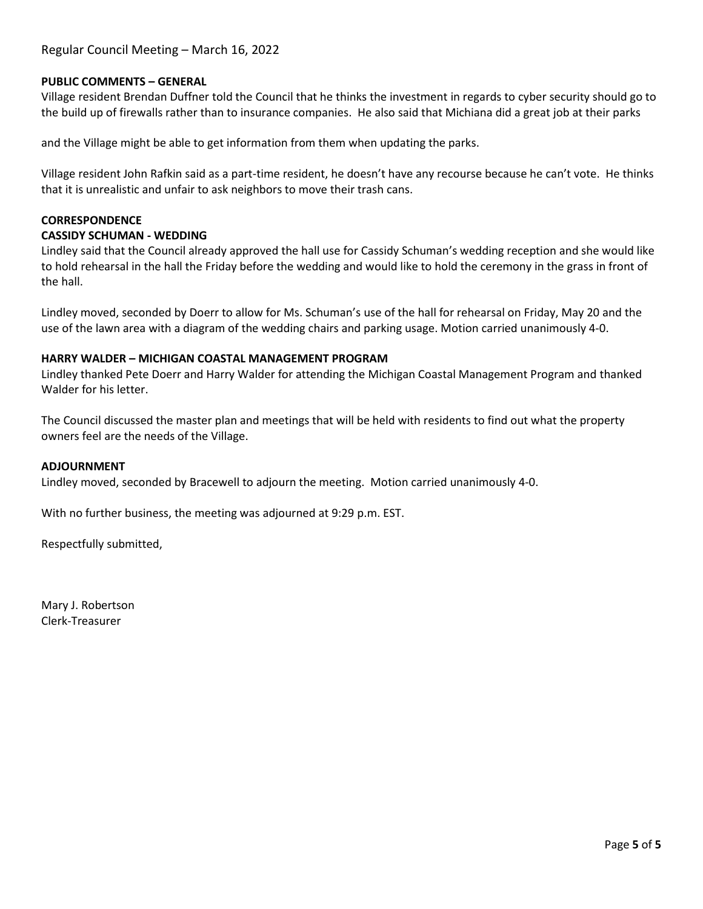**PUBLIC COMMENTS – GENERAL**

Village resident Brendan Duffner told the Council that he thinks the investment in regards to cyber security should go to the build up of firewalls rather than to insurance companies. He also said that Michiana did a great job at their parks

and the Village might be able to get information from them when updating the parks.

Village resident John Rafkin said as a part-time resident, he doesn't have any recourse because he can't vote. He thinks that it is unrealistic and unfair to ask neighbors to move their trash cans.

**CORRESPONDENCE**

**CASSIDY SCHUMAN - WEDDING**

Lindley said that the Council already approved the hall use for Cassidy Schuman's wedding reception and she would like to hold rehearsal in the hall the Friday before the wedding and would like to hold the ceremony in the grass in front of the hall.

Lindley moved, seconded by Doerr to allow for Ms. Schuman's use of the hall for rehearsal on Friday, May 20 and the use of the lawn area with a diagram of the wedding chairs and parking usage. Motion carried unanimously 4-0.

**HARRY WALDER – MICHIGAN COASTAL MANAGEMENT PROGRAM**

Lindley thanked Pete Doerr and Harry Walder for attending the Michigan Coastal Management Program and thanked Walder for his letter.

The Council discussed the master plan and meetings that will be held with residents to find out what the property owners feel are the needs of the Village.

**ADJOURNMENT**

Lindley moved, seconded by Bracewell to adjourn the meeting. Motion carried unanimously 4-0.

With no further business, the meeting was adjourned at 9:29 p.m. EST.

Respectfully submitted,

Mary J. Robertson
Clerk-Treasurer